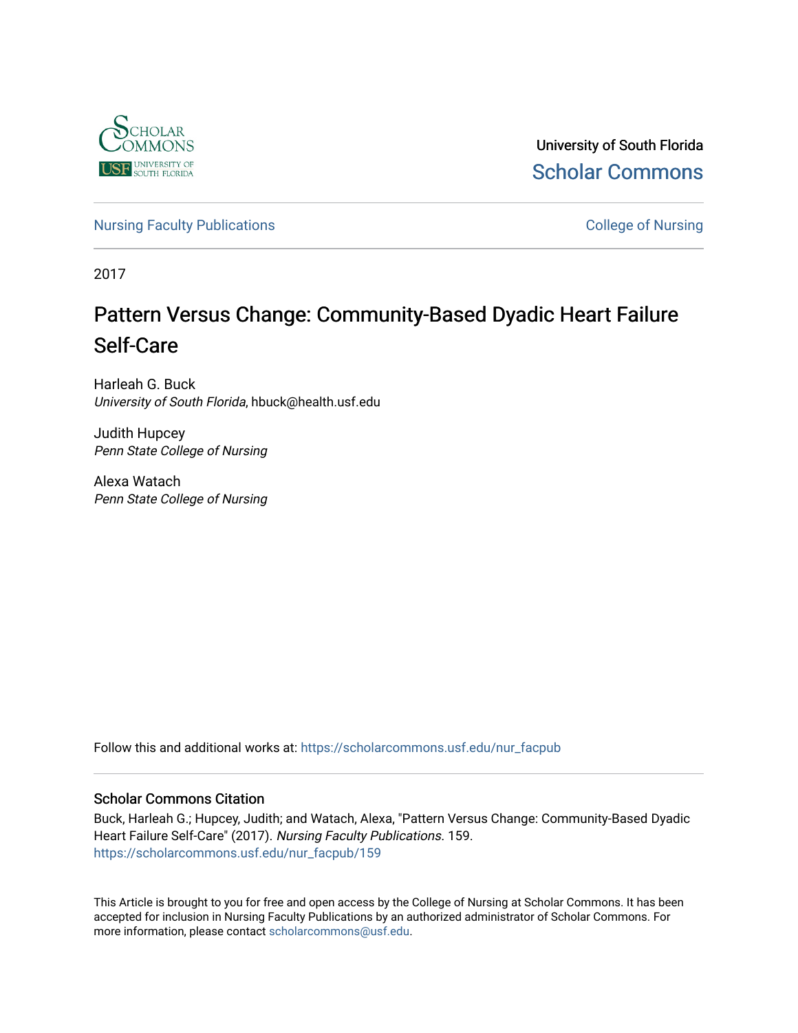University of South Florida

Scholar Commons

Nursing Faculty Publications

College of Nursing

2017

# Pattern Versus Change: Community-Based Dyadic Heart Failure Self-Care

Harleah G. Buck
*University of South Florida*, hbuck@health.usf.edu

Judith Hupcey
*Penn State College of Nursing*

Alexa Watach
*Penn State College of Nursing*

Follow this and additional works at: https://scholarcommons.usf.edu/nur_facpub

## Scholar Commons Citation

Buck, Harleah G.; Hupcey, Judith; and Watach, Alexa, "Pattern Versus Change: Community-Based Dyadic Heart Failure Self-Care" (2017). *Nursing Faculty Publications*. 159.
https://scholarcommons.usf.edu/nur_facpub/159

This Article is brought to you for free and open access by the College of Nursing at Scholar Commons. It has been accepted for inclusion in Nursing Faculty Publications by an authorized administrator of Scholar Commons. For more information, please contact scholarcommons@usf.edu.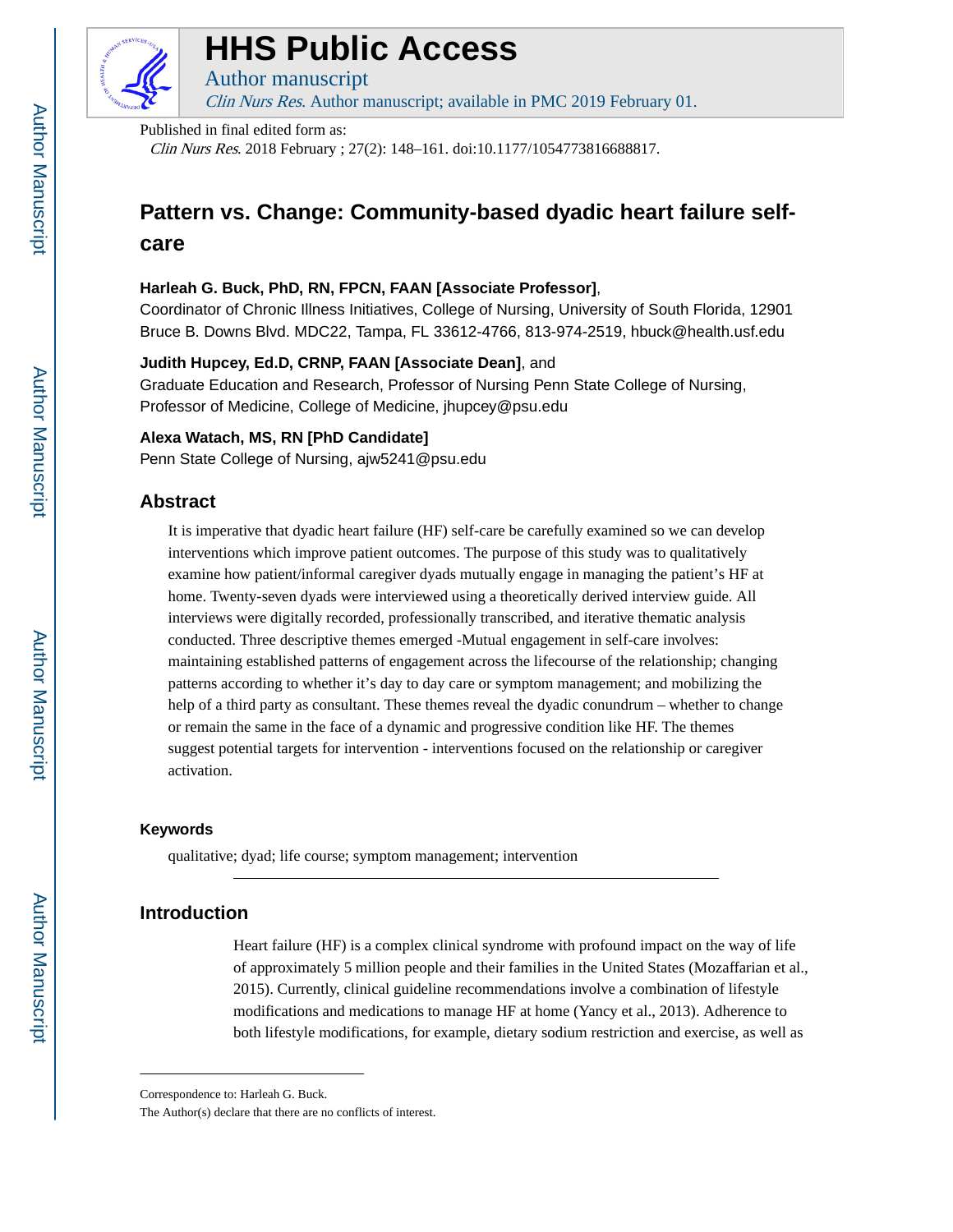# HHS Public Access

Author manuscript

*Clin Nurs Res*. Author manuscript; available in PMC 2019 February 01.

Published in final edited form as:

*Clin Nurs Res*. 2018 February ; 27(2): 148–161. doi:10.1177/1054773816688817.

# Pattern vs. Change: Community-based dyadic heart failure self-care

**Harleah G. Buck, PhD, RN, FPCN, FAAN [Associate Professor]**,

Coordinator of Chronic Illness Initiatives, College of Nursing, University of South Florida, 12901 Bruce B. Downs Blvd. MDC22, Tampa, FL 33612-4766, 813-974-2519, hbuck@health.usf.edu

**Judith Hupcey, Ed.D, CRNP, FAAN [Associate Dean]**, and

Graduate Education and Research, Professor of Nursing Penn State College of Nursing, Professor of Medicine, College of Medicine, jhupcey@psu.edu

**Alexa Watach, MS, RN [PhD Candidate]**

Penn State College of Nursing, ajw5241@psu.edu

## Abstract

It is imperative that dyadic heart failure (HF) self-care be carefully examined so we can develop interventions which improve patient outcomes. The purpose of this study was to qualitatively examine how patient/informal caregiver dyads mutually engage in managing the patient's HF at home. Twenty-seven dyads were interviewed using a theoretically derived interview guide. All interviews were digitally recorded, professionally transcribed, and iterative thematic analysis conducted. Three descriptive themes emerged -Mutual engagement in self-care involves: maintaining established patterns of engagement across the lifecourse of the relationship; changing patterns according to whether it's day to day care or symptom management; and mobilizing the help of a third party as consultant. These themes reveal the dyadic conundrum – whether to change or remain the same in the face of a dynamic and progressive condition like HF. The themes suggest potential targets for intervention - interventions focused on the relationship or caregiver activation.

### Keywords

qualitative; dyad; life course; symptom management; intervention

## Introduction

Heart failure (HF) is a complex clinical syndrome with profound impact on the way of life of approximately 5 million people and their families in the United States (Mozaffarian et al., 2015). Currently, clinical guideline recommendations involve a combination of lifestyle modifications and medications to manage HF at home (Yancy et al., 2013). Adherence to both lifestyle modifications, for example, dietary sodium restriction and exercise, as well as

Correspondence to: Harleah G. Buck.

The Author(s) declare that there are no conflicts of interest.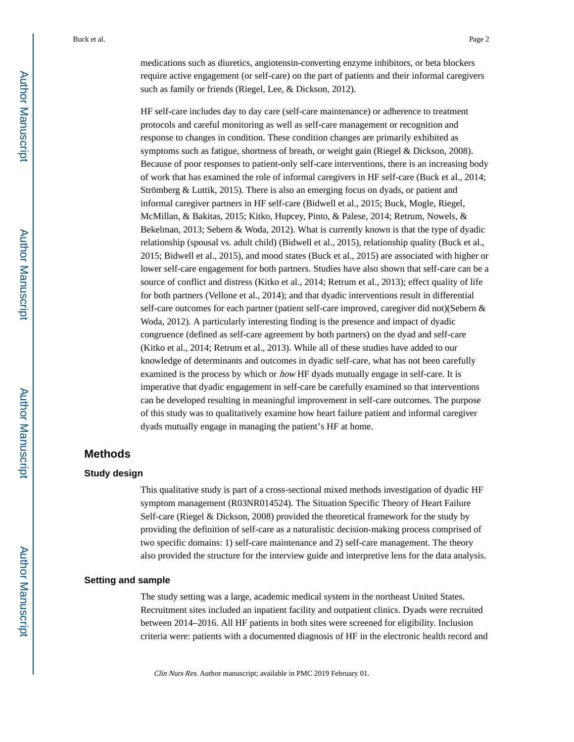medications such as diuretics, angiotensin-converting enzyme inhibitors, or beta blockers require active engagement (or self-care) on the part of patients and their informal caregivers such as family or friends (Riegel, Lee, & Dickson, 2012).

HF self-care includes day to day care (self-care maintenance) or adherence to treatment protocols and careful monitoring as well as self-care management or recognition and response to changes in condition. These condition changes are primarily exhibited as symptoms such as fatigue, shortness of breath, or weight gain (Riegel & Dickson, 2008). Because of poor responses to patient-only self-care interventions, there is an increasing body of work that has examined the role of informal caregivers in HF self-care (Buck et al., 2014; Strömberg & Luttik, 2015). There is also an emerging focus on dyads, or patient and informal caregiver partners in HF self-care (Bidwell et al., 2015; Buck, Mogle, Riegel, McMillan, & Bakitas, 2015; Kitko, Hupcey, Pinto, & Palese, 2014; Retrum, Nowels, & Bekelman, 2013; Sebern & Woda, 2012). What is currently known is that the type of dyadic relationship (spousal vs. adult child) (Bidwell et al., 2015), relationship quality (Buck et al., 2015; Bidwell et al., 2015), and mood states (Buck et al., 2015) are associated with higher or lower self-care engagement for both partners. Studies have also shown that self-care can be a source of conflict and distress (Kitko et al., 2014; Retrum et al., 2013); effect quality of life for both partners (Vellone et al., 2014); and that dyadic interventions result in differential self-care outcomes for each partner (patient self-care improved, caregiver did not)(Sebern & Woda, 2012). A particularly interesting finding is the presence and impact of dyadic congruence (defined as self-care agreement by both partners) on the dyad and self-care (Kitko et al., 2014; Retrum et al., 2013). While all of these studies have added to our knowledge of determinants and outcomes in dyadic self-care, what has not been carefully examined is the process by which or *how* HF dyads mutually engage in self-care. It is imperative that dyadic engagement in self-care be carefully examined so that interventions can be developed resulting in meaningful improvement in self-care outcomes. The purpose of this study was to qualitatively examine how heart failure patient and informal caregiver dyads mutually engage in managing the patient's HF at home.

## Methods

### Study design

This qualitative study is part of a cross-sectional mixed methods investigation of dyadic HF symptom management (R03NR014524). The Situation Specific Theory of Heart Failure Self-care (Riegel & Dickson, 2008) provided the theoretical framework for the study by providing the definition of self-care as a naturalistic decision-making process comprised of two specific domains: 1) self-care maintenance and 2) self-care management. The theory also provided the structure for the interview guide and interpretive lens for the data analysis.

### Setting and sample

The study setting was a large, academic medical system in the northeast United States. Recruitment sites included an inpatient facility and outpatient clinics. Dyads were recruited between 2014–2016. All HF patients in both sites were screened for eligibility. Inclusion criteria were: patients with a documented diagnosis of HF in the electronic health record and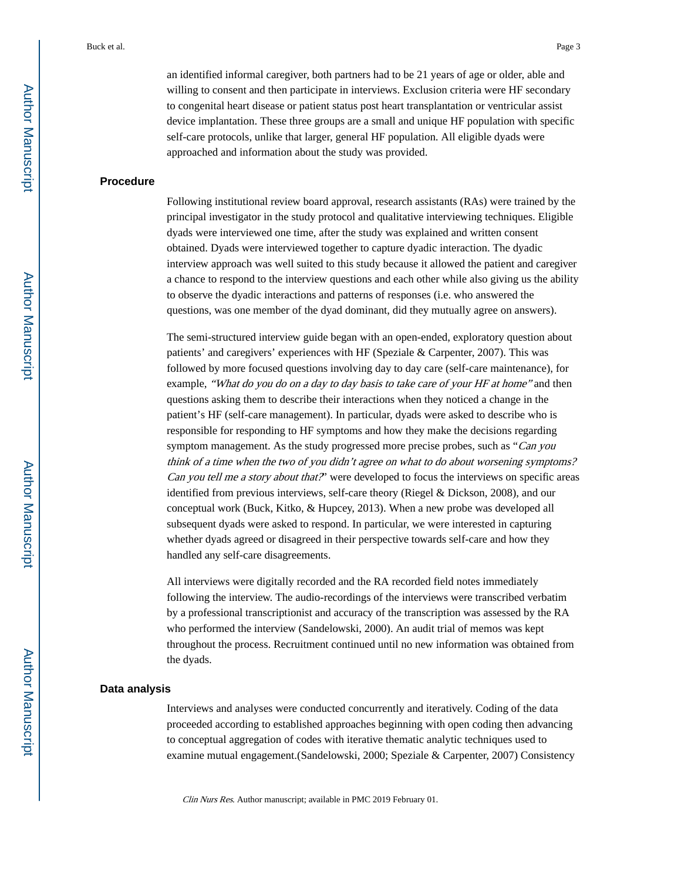an identified informal caregiver, both partners had to be 21 years of age or older, able and willing to consent and then participate in interviews. Exclusion criteria were HF secondary to congenital heart disease or patient status post heart transplantation or ventricular assist device implantation. These three groups are a small and unique HF population with specific self-care protocols, unlike that larger, general HF population. All eligible dyads were approached and information about the study was provided.

### Procedure

Following institutional review board approval, research assistants (RAs) were trained by the principal investigator in the study protocol and qualitative interviewing techniques. Eligible dyads were interviewed one time, after the study was explained and written consent obtained. Dyads were interviewed together to capture dyadic interaction. The dyadic interview approach was well suited to this study because it allowed the patient and caregiver a chance to respond to the interview questions and each other while also giving us the ability to observe the dyadic interactions and patterns of responses (i.e. who answered the questions, was one member of the dyad dominant, did they mutually agree on answers).

The semi-structured interview guide began with an open-ended, exploratory question about patients' and caregivers' experiences with HF (Speziale & Carpenter, 2007). This was followed by more focused questions involving day to day care (self-care maintenance), for example, *"What do you do on a day to day basis to take care of your HF at home"* and then questions asking them to describe their interactions when they noticed a change in the patient's HF (self-care management). In particular, dyads were asked to describe who is responsible for responding to HF symptoms and how they make the decisions regarding symptom management. As the study progressed more precise probes, such as "*Can you think of a time when the two of you didn't agree on what to do about worsening symptoms? Can you tell me a story about that?*" were developed to focus the interviews on specific areas identified from previous interviews, self-care theory (Riegel & Dickson, 2008), and our conceptual work (Buck, Kitko, & Hupcey, 2013). When a new probe was developed all subsequent dyads were asked to respond. In particular, we were interested in capturing whether dyads agreed or disagreed in their perspective towards self-care and how they handled any self-care disagreements.

All interviews were digitally recorded and the RA recorded field notes immediately following the interview. The audio-recordings of the interviews were transcribed verbatim by a professional transcriptionist and accuracy of the transcription was assessed by the RA who performed the interview (Sandelowski, 2000). An audit trial of memos was kept throughout the process. Recruitment continued until no new information was obtained from the dyads.

### Data analysis

Interviews and analyses were conducted concurrently and iteratively. Coding of the data proceeded according to established approaches beginning with open coding then advancing to conceptual aggregation of codes with iterative thematic analytic techniques used to examine mutual engagement.(Sandelowski, 2000; Speziale & Carpenter, 2007) Consistency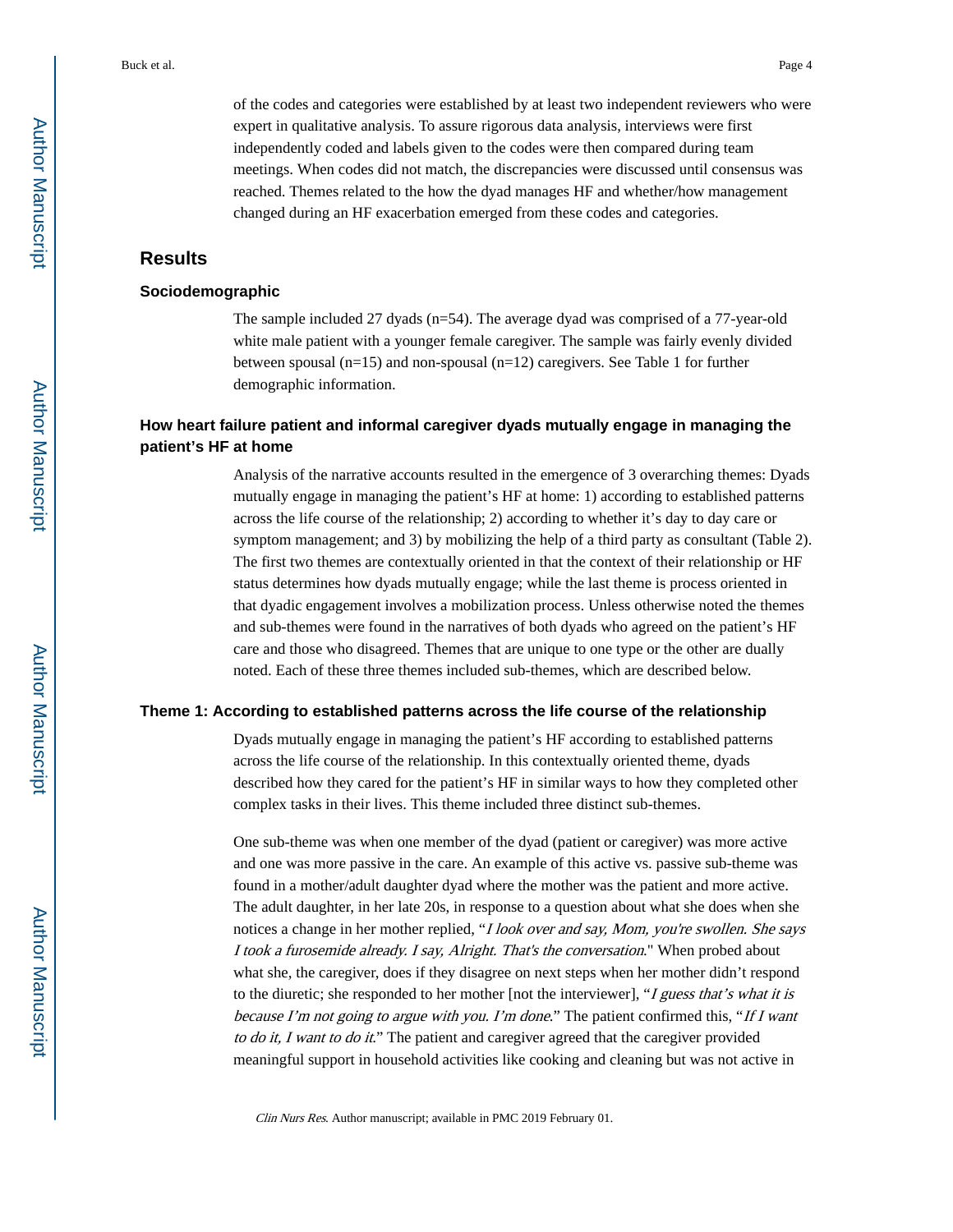of the codes and categories were established by at least two independent reviewers who were expert in qualitative analysis. To assure rigorous data analysis, interviews were first independently coded and labels given to the codes were then compared during team meetings. When codes did not match, the discrepancies were discussed until consensus was reached. Themes related to the how the dyad manages HF and whether/how management changed during an HF exacerbation emerged from these codes and categories.

## Results

### Sociodemographic

The sample included 27 dyads (n=54). The average dyad was comprised of a 77-year-old white male patient with a younger female caregiver. The sample was fairly evenly divided between spousal (n=15) and non-spousal (n=12) caregivers. See Table 1 for further demographic information.

### How heart failure patient and informal caregiver dyads mutually engage in managing the patient's HF at home

Analysis of the narrative accounts resulted in the emergence of 3 overarching themes: Dyads mutually engage in managing the patient's HF at home: 1) according to established patterns across the life course of the relationship; 2) according to whether it's day to day care or symptom management; and 3) by mobilizing the help of a third party as consultant (Table 2). The first two themes are contextually oriented in that the context of their relationship or HF status determines how dyads mutually engage; while the last theme is process oriented in that dyadic engagement involves a mobilization process. Unless otherwise noted the themes and sub-themes were found in the narratives of both dyads who agreed on the patient's HF care and those who disagreed. Themes that are unique to one type or the other are dually noted. Each of these three themes included sub-themes, which are described below.

### Theme 1: According to established patterns across the life course of the relationship

Dyads mutually engage in managing the patient's HF according to established patterns across the life course of the relationship. In this contextually oriented theme, dyads described how they cared for the patient's HF in similar ways to how they completed other complex tasks in their lives. This theme included three distinct sub-themes.

One sub-theme was when one member of the dyad (patient or caregiver) was more active and one was more passive in the care. An example of this active vs. passive sub-theme was found in a mother/adult daughter dyad where the mother was the patient and more active. The adult daughter, in her late 20s, in response to a question about what she does when she notices a change in her mother replied, "*I look over and say, Mom, you're swollen. She says I took a furosemide already. I say, Alright. That's the conversation*." When probed about what she, the caregiver, does if they disagree on next steps when her mother didn't respond to the diuretic; she responded to her mother [not the interviewer], "*I guess that's what it is because I'm not going to argue with you. I'm done*." The patient confirmed this, "*If I want to do it, I want to do it*." The patient and caregiver agreed that the caregiver provided meaningful support in household activities like cooking and cleaning but was not active in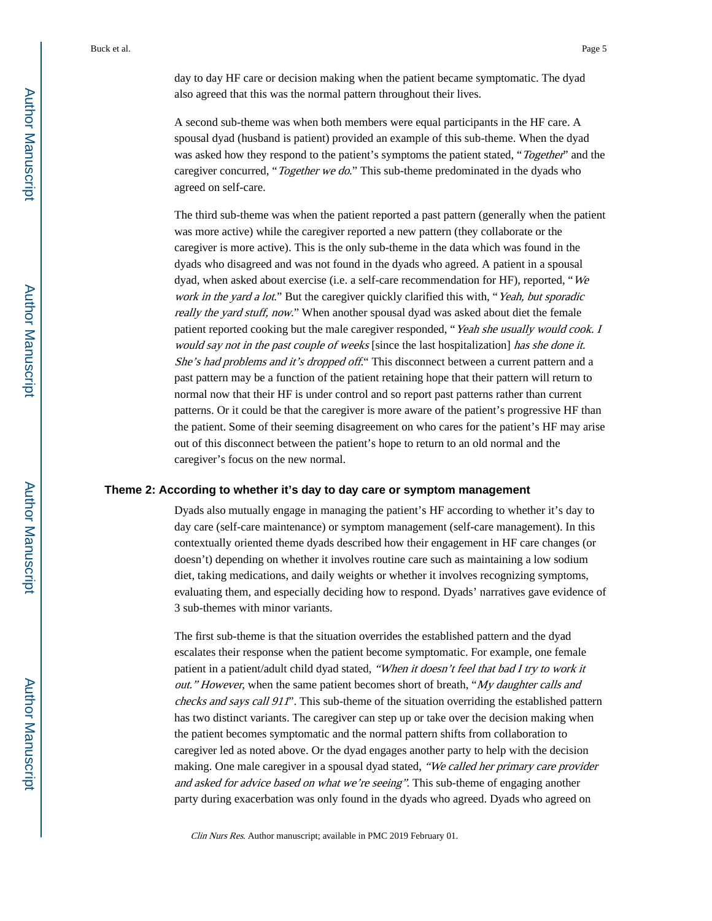day to day HF care or decision making when the patient became symptomatic. The dyad also agreed that this was the normal pattern throughout their lives.

A second sub-theme was when both members were equal participants in the HF care. A spousal dyad (husband is patient) provided an example of this sub-theme. When the dyad was asked how they respond to the patient's symptoms the patient stated, "*Together*" and the caregiver concurred, "*Together we do*." This sub-theme predominated in the dyads who agreed on self-care.

The third sub-theme was when the patient reported a past pattern (generally when the patient was more active) while the caregiver reported a new pattern (they collaborate or the caregiver is more active). This is the only sub-theme in the data which was found in the dyads who disagreed and was not found in the dyads who agreed. A patient in a spousal dyad, when asked about exercise (i.e. a self-care recommendation for HF), reported, "*We work in the yard a lot*." But the caregiver quickly clarified this with, "*Yeah, but sporadic really the yard stuff, now*." When another spousal dyad was asked about diet the female patient reported cooking but the male caregiver responded, "*Yeah she usually would cook. I would say not in the past couple of weeks* [since the last hospitalization] *has she done it. She's had problems and it's dropped off*." This disconnect between a current pattern and a past pattern may be a function of the patient retaining hope that their pattern will return to normal now that their HF is under control and so report past patterns rather than current patterns. Or it could be that the caregiver is more aware of the patient's progressive HF than the patient. Some of their seeming disagreement on who cares for the patient's HF may arise out of this disconnect between the patient's hope to return to an old normal and the caregiver's focus on the new normal.

### Theme 2: According to whether it's day to day care or symptom management

Dyads also mutually engage in managing the patient's HF according to whether it's day to day care (self-care maintenance) or symptom management (self-care management). In this contextually oriented theme dyads described how their engagement in HF care changes (or doesn't) depending on whether it involves routine care such as maintaining a low sodium diet, taking medications, and daily weights or whether it involves recognizing symptoms, evaluating them, and especially deciding how to respond. Dyads' narratives gave evidence of 3 sub-themes with minor variants.

The first sub-theme is that the situation overrides the established pattern and the dyad escalates their response when the patient become symptomatic. For example, one female patient in a patient/adult child dyad stated, *"When it doesn't feel that bad I try to work it out." However*, when the same patient becomes short of breath, "*My daughter calls and checks and says call 911*". This sub-theme of the situation overriding the established pattern has two distinct variants. The caregiver can step up or take over the decision making when the patient becomes symptomatic and the normal pattern shifts from collaboration to caregiver led as noted above. Or the dyad engages another party to help with the decision making. One male caregiver in a spousal dyad stated, *"We called her primary care provider and asked for advice based on what we're seeing"*. This sub-theme of engaging another party during exacerbation was only found in the dyads who agreed. Dyads who agreed on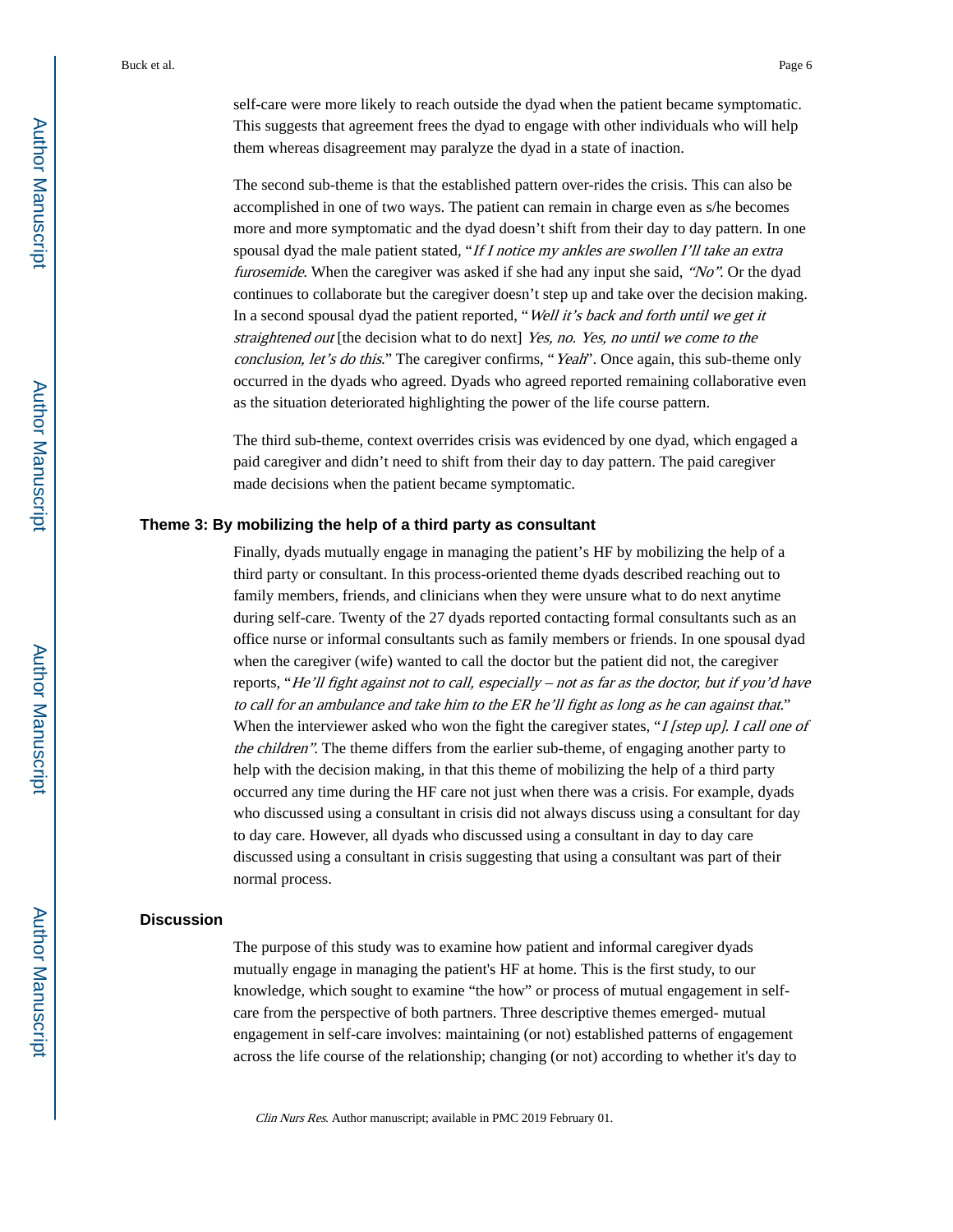self-care were more likely to reach outside the dyad when the patient became symptomatic. This suggests that agreement frees the dyad to engage with other individuals who will help them whereas disagreement may paralyze the dyad in a state of inaction.

The second sub-theme is that the established pattern over-rides the crisis. This can also be accomplished in one of two ways. The patient can remain in charge even as s/he becomes more and more symptomatic and the dyad doesn't shift from their day to day pattern. In one spousal dyad the male patient stated, "*If I notice my ankles are swollen I'll take an extra furosemide*. When the caregiver was asked if she had any input she said, *"No"*. Or the dyad continues to collaborate but the caregiver doesn't step up and take over the decision making. In a second spousal dyad the patient reported, "*Well it's back and forth until we get it straightened out* [the decision what to do next] *Yes, no. Yes, no until we come to the conclusion, let's do this*." The caregiver confirms, "*Yeah*". Once again, this sub-theme only occurred in the dyads who agreed. Dyads who agreed reported remaining collaborative even as the situation deteriorated highlighting the power of the life course pattern.

The third sub-theme, context overrides crisis was evidenced by one dyad, which engaged a paid caregiver and didn't need to shift from their day to day pattern. The paid caregiver made decisions when the patient became symptomatic.

### Theme 3: By mobilizing the help of a third party as consultant

Finally, dyads mutually engage in managing the patient's HF by mobilizing the help of a third party or consultant. In this process-oriented theme dyads described reaching out to family members, friends, and clinicians when they were unsure what to do next anytime during self-care. Twenty of the 27 dyads reported contacting formal consultants such as an office nurse or informal consultants such as family members or friends. In one spousal dyad when the caregiver (wife) wanted to call the doctor but the patient did not, the caregiver reports, "*He'll fight against not to call, especially – not as far as the doctor, but if you'd have to call for an ambulance and take him to the ER he'll fight as long as he can against that*." When the interviewer asked who won the fight the caregiver states, "*I [step up]. I call one of the children"*. The theme differs from the earlier sub-theme, of engaging another party to help with the decision making, in that this theme of mobilizing the help of a third party occurred any time during the HF care not just when there was a crisis. For example, dyads who discussed using a consultant in crisis did not always discuss using a consultant for day to day care. However, all dyads who discussed using a consultant in day to day care discussed using a consultant in crisis suggesting that using a consultant was part of their normal process.

## Discussion

The purpose of this study was to examine how patient and informal caregiver dyads mutually engage in managing the patient's HF at home. This is the first study, to our knowledge, which sought to examine "the how" or process of mutual engagement in self-care from the perspective of both partners. Three descriptive themes emerged- mutual engagement in self-care involves: maintaining (or not) established patterns of engagement across the life course of the relationship; changing (or not) according to whether it's day to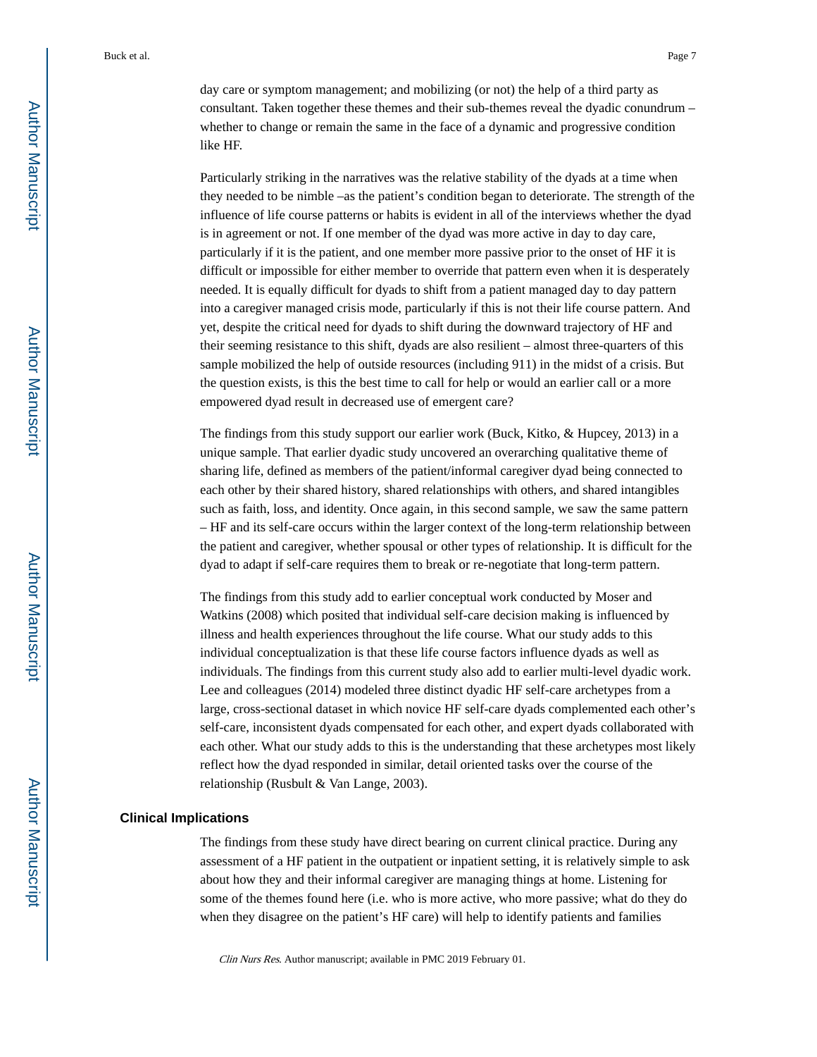day care or symptom management; and mobilizing (or not) the help of a third party as consultant. Taken together these themes and their sub-themes reveal the dyadic conundrum – whether to change or remain the same in the face of a dynamic and progressive condition like HF.

Particularly striking in the narratives was the relative stability of the dyads at a time when they needed to be nimble –as the patient's condition began to deteriorate. The strength of the influence of life course patterns or habits is evident in all of the interviews whether the dyad is in agreement or not. If one member of the dyad was more active in day to day care, particularly if it is the patient, and one member more passive prior to the onset of HF it is difficult or impossible for either member to override that pattern even when it is desperately needed. It is equally difficult for dyads to shift from a patient managed day to day pattern into a caregiver managed crisis mode, particularly if this is not their life course pattern. And yet, despite the critical need for dyads to shift during the downward trajectory of HF and their seeming resistance to this shift, dyads are also resilient – almost three-quarters of this sample mobilized the help of outside resources (including 911) in the midst of a crisis. But the question exists, is this the best time to call for help or would an earlier call or a more empowered dyad result in decreased use of emergent care?

The findings from this study support our earlier work (Buck, Kitko, & Hupcey, 2013) in a unique sample. That earlier dyadic study uncovered an overarching qualitative theme of sharing life, defined as members of the patient/informal caregiver dyad being connected to each other by their shared history, shared relationships with others, and shared intangibles such as faith, loss, and identity. Once again, in this second sample, we saw the same pattern – HF and its self-care occurs within the larger context of the long-term relationship between the patient and caregiver, whether spousal or other types of relationship. It is difficult for the dyad to adapt if self-care requires them to break or re-negotiate that long-term pattern.

The findings from this study add to earlier conceptual work conducted by Moser and Watkins (2008) which posited that individual self-care decision making is influenced by illness and health experiences throughout the life course. What our study adds to this individual conceptualization is that these life course factors influence dyads as well as individuals. The findings from this current study also add to earlier multi-level dyadic work. Lee and colleagues (2014) modeled three distinct dyadic HF self-care archetypes from a large, cross-sectional dataset in which novice HF self-care dyads complemented each other's self-care, inconsistent dyads compensated for each other, and expert dyads collaborated with each other. What our study adds to this is the understanding that these archetypes most likely reflect how the dyad responded in similar, detail oriented tasks over the course of the relationship (Rusbult & Van Lange, 2003).

## Clinical Implications

The findings from these study have direct bearing on current clinical practice. During any assessment of a HF patient in the outpatient or inpatient setting, it is relatively simple to ask about how they and their informal caregiver are managing things at home. Listening for some of the themes found here (i.e. who is more active, who more passive; what do they do when they disagree on the patient's HF care) will help to identify patients and families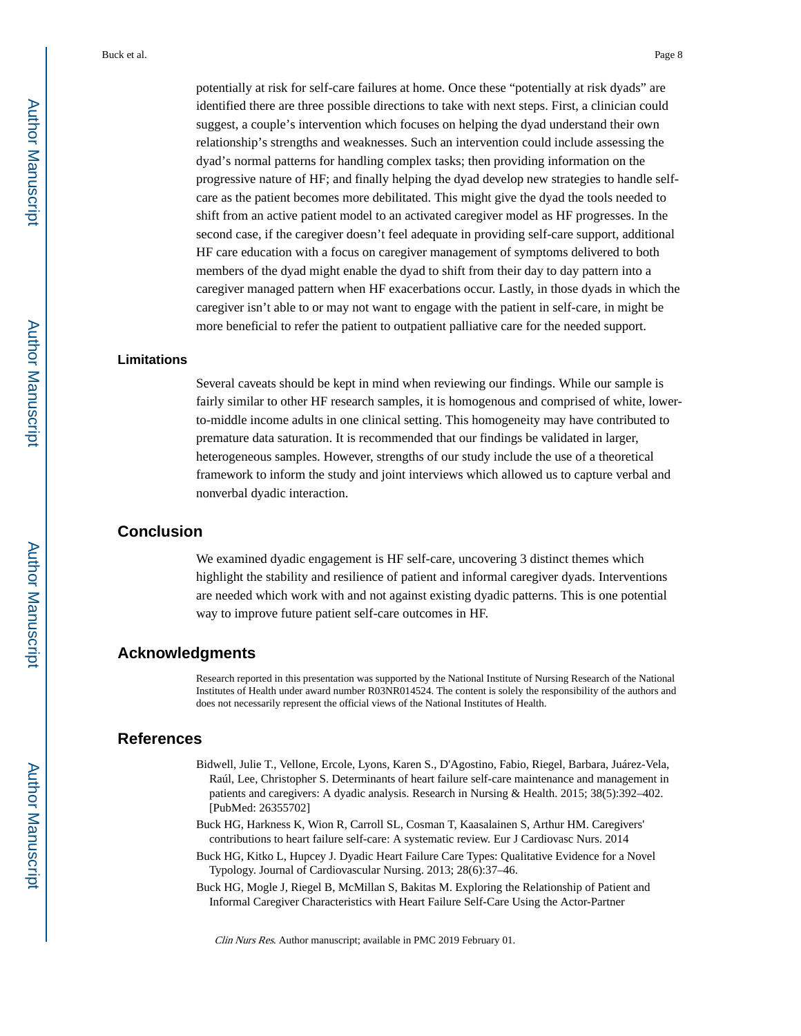potentially at risk for self-care failures at home. Once these "potentially at risk dyads" are identified there are three possible directions to take with next steps. First, a clinician could suggest, a couple's intervention which focuses on helping the dyad understand their own relationship's strengths and weaknesses. Such an intervention could include assessing the dyad's normal patterns for handling complex tasks; then providing information on the progressive nature of HF; and finally helping the dyad develop new strategies to handle self-care as the patient becomes more debilitated. This might give the dyad the tools needed to shift from an active patient model to an activated caregiver model as HF progresses. In the second case, if the caregiver doesn't feel adequate in providing self-care support, additional HF care education with a focus on caregiver management of symptoms delivered to both members of the dyad might enable the dyad to shift from their day to day pattern into a caregiver managed pattern when HF exacerbations occur. Lastly, in those dyads in which the caregiver isn't able to or may not want to engage with the patient in self-care, in might be more beneficial to refer the patient to outpatient palliative care for the needed support.

### Limitations

Several caveats should be kept in mind when reviewing our findings. While our sample is fairly similar to other HF research samples, it is homogenous and comprised of white, lower-to-middle income adults in one clinical setting. This homogeneity may have contributed to premature data saturation. It is recommended that our findings be validated in larger, heterogeneous samples. However, strengths of our study include the use of a theoretical framework to inform the study and joint interviews which allowed us to capture verbal and nonverbal dyadic interaction.

## Conclusion

We examined dyadic engagement is HF self-care, uncovering 3 distinct themes which highlight the stability and resilience of patient and informal caregiver dyads. Interventions are needed which work with and not against existing dyadic patterns. This is one potential way to improve future patient self-care outcomes in HF.

## Acknowledgments

Research reported in this presentation was supported by the National Institute of Nursing Research of the National Institutes of Health under award number R03NR014524. The content is solely the responsibility of the authors and does not necessarily represent the official views of the National Institutes of Health.

## References

Bidwell, Julie T., Vellone, Ercole, Lyons, Karen S., D'Agostino, Fabio, Riegel, Barbara, Juárez-Vela, Raúl, Lee, Christopher S. Determinants of heart failure self-care maintenance and management in patients and caregivers: A dyadic analysis. Research in Nursing & Health. 2015; 38(5):392–402. [PubMed: 26355702]

Buck HG, Harkness K, Wion R, Carroll SL, Cosman T, Kaasalainen S, Arthur HM. Caregivers' contributions to heart failure self-care: A systematic review. Eur J Cardiovasc Nurs. 2014

Buck HG, Kitko L, Hupcey J. Dyadic Heart Failure Care Types: Qualitative Evidence for a Novel Typology. Journal of Cardiovascular Nursing. 2013; 28(6):37–46.

Buck HG, Mogle J, Riegel B, McMillan S, Bakitas M. Exploring the Relationship of Patient and Informal Caregiver Characteristics with Heart Failure Self-Care Using the Actor-Partner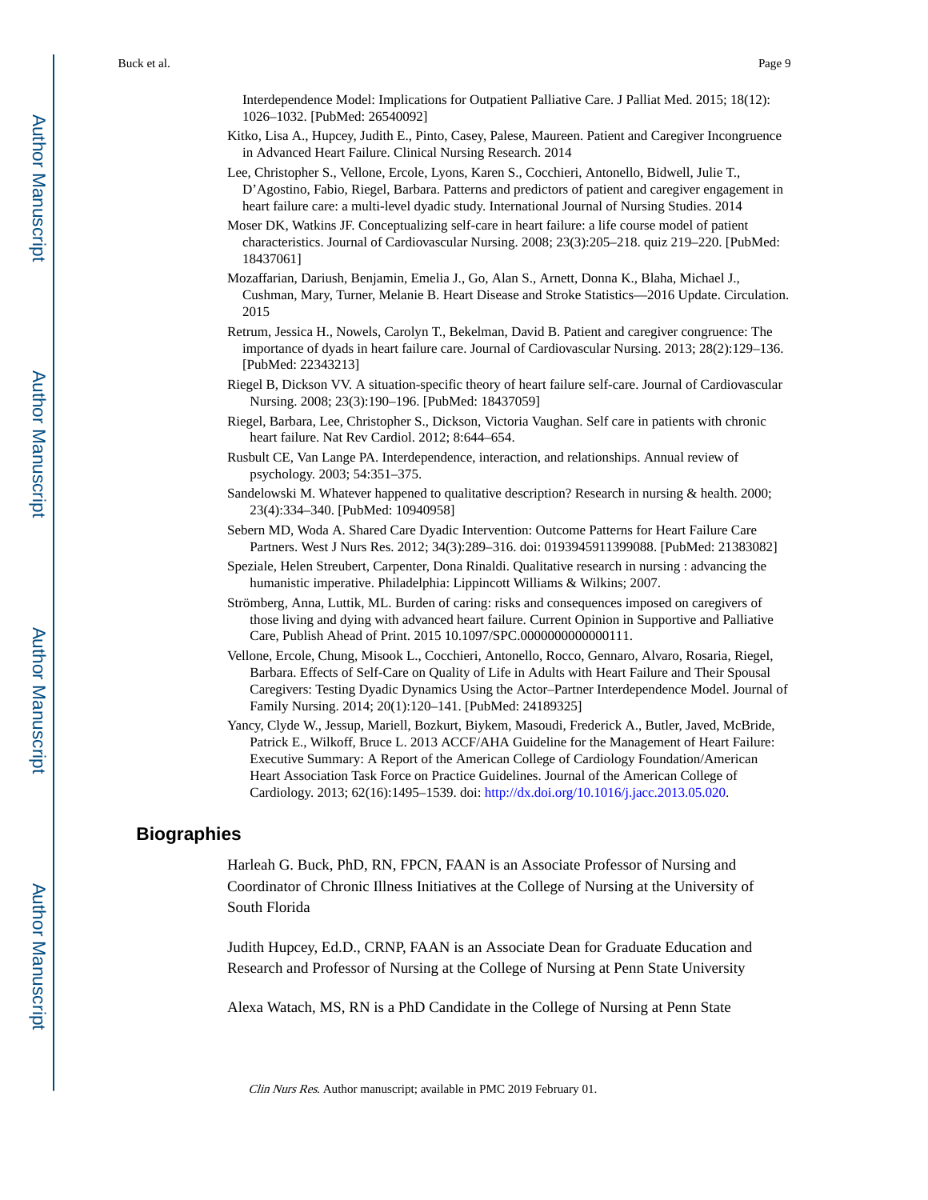Interdependence Model: Implications for Outpatient Palliative Care. J Palliat Med. 2015; 18(12): 1026–1032. [PubMed: 26540092]

Kitko, Lisa A., Hupcey, Judith E., Pinto, Casey, Palese, Maureen. Patient and Caregiver Incongruence in Advanced Heart Failure. Clinical Nursing Research. 2014

Lee, Christopher S., Vellone, Ercole, Lyons, Karen S., Cocchieri, Antonello, Bidwell, Julie T., D'Agostino, Fabio, Riegel, Barbara. Patterns and predictors of patient and caregiver engagement in heart failure care: a multi-level dyadic study. International Journal of Nursing Studies. 2014

Moser DK, Watkins JF. Conceptualizing self-care in heart failure: a life course model of patient characteristics. Journal of Cardiovascular Nursing. 2008; 23(3):205–218. quiz 219–220. [PubMed: 18437061]

Mozaffarian, Dariush, Benjamin, Emelia J., Go, Alan S., Arnett, Donna K., Blaha, Michael J., Cushman, Mary, Turner, Melanie B. Heart Disease and Stroke Statistics—2016 Update. Circulation. 2015

Retrum, Jessica H., Nowels, Carolyn T., Bekelman, David B. Patient and caregiver congruence: The importance of dyads in heart failure care. Journal of Cardiovascular Nursing. 2013; 28(2):129–136. [PubMed: 22343213]

Riegel B, Dickson VV. A situation-specific theory of heart failure self-care. Journal of Cardiovascular Nursing. 2008; 23(3):190–196. [PubMed: 18437059]

Riegel, Barbara, Lee, Christopher S., Dickson, Victoria Vaughan. Self care in patients with chronic heart failure. Nat Rev Cardiol. 2012; 8:644–654.

Rusbult CE, Van Lange PA. Interdependence, interaction, and relationships. Annual review of psychology. 2003; 54:351–375.

Sandelowski M. Whatever happened to qualitative description? Research in nursing & health. 2000; 23(4):334–340. [PubMed: 10940958]

Sebern MD, Woda A. Shared Care Dyadic Intervention: Outcome Patterns for Heart Failure Care Partners. West J Nurs Res. 2012; 34(3):289–316. doi: 0193945911399088. [PubMed: 21383082]

Speziale, Helen Streubert, Carpenter, Dona Rinaldi. Qualitative research in nursing : advancing the humanistic imperative. Philadelphia: Lippincott Williams & Wilkins; 2007.

Strömberg, Anna, Luttik, ML. Burden of caring: risks and consequences imposed on caregivers of those living and dying with advanced heart failure. Current Opinion in Supportive and Palliative Care, Publish Ahead of Print. 2015 10.1097/SPC.0000000000000111.

Vellone, Ercole, Chung, Misook L., Cocchieri, Antonello, Rocco, Gennaro, Alvaro, Rosaria, Riegel, Barbara. Effects of Self-Care on Quality of Life in Adults with Heart Failure and Their Spousal Caregivers: Testing Dyadic Dynamics Using the Actor–Partner Interdependence Model. Journal of Family Nursing. 2014; 20(1):120–141. [PubMed: 24189325]

Yancy, Clyde W., Jessup, Mariell, Bozkurt, Biykem, Masoudi, Frederick A., Butler, Javed, McBride, Patrick E., Wilkoff, Bruce L. 2013 ACCF/AHA Guideline for the Management of Heart Failure: Executive Summary: A Report of the American College of Cardiology Foundation/American Heart Association Task Force on Practice Guidelines. Journal of the American College of Cardiology. 2013; 62(16):1495–1539. doi: http://dx.doi.org/10.1016/j.jacc.2013.05.020.

## Biographies

Harleah G. Buck, PhD, RN, FPCN, FAAN is an Associate Professor of Nursing and Coordinator of Chronic Illness Initiatives at the College of Nursing at the University of South Florida

Judith Hupcey, Ed.D., CRNP, FAAN is an Associate Dean for Graduate Education and Research and Professor of Nursing at the College of Nursing at Penn State University

Alexa Watach, MS, RN is a PhD Candidate in the College of Nursing at Penn State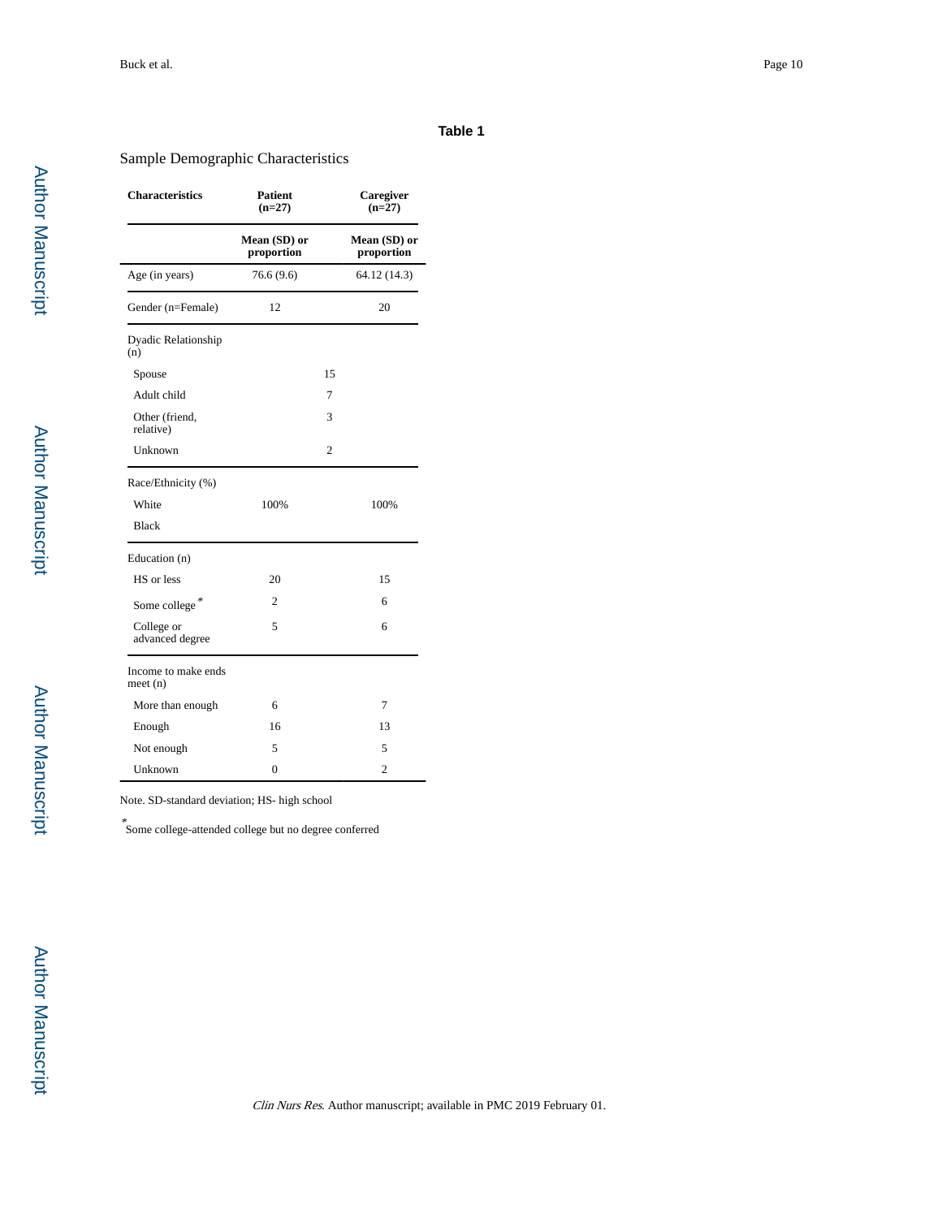**Table 1**

Sample Demographic Characteristics

| Characteristics | Patient (n=27) | Caregiver (n=27) |
|---|---|---|
| | Mean (SD) or proportion | Mean (SD) or proportion |
| Age (in years) | 76.6 (9.6) | 64.12 (14.3) |
| Gender (n=Female) | 12 | 20 |
| Dyadic Relationship (n) | | |
| Spouse | 15 | |
| Adult child | 7 | |
| Other (friend, relative) | 3 | |
| Unknown | 2 | |
| Race/Ethnicity (%) | | |
| White | 100% | 100% |
| Black | | |
| Education (n) | | |
| HS or less | 20 | 15 |
| Some college * | 2 | 6 |
| College or advanced degree | 5 | 6 |
| Income to make ends meet (n) | | |
| More than enough | 6 | 7 |
| Enough | 16 | 13 |
| Not enough | 5 | 5 |
| Unknown | 0 | 2 |

Note. SD-standard deviation; HS- high school

*Some college-attended college but no degree conferred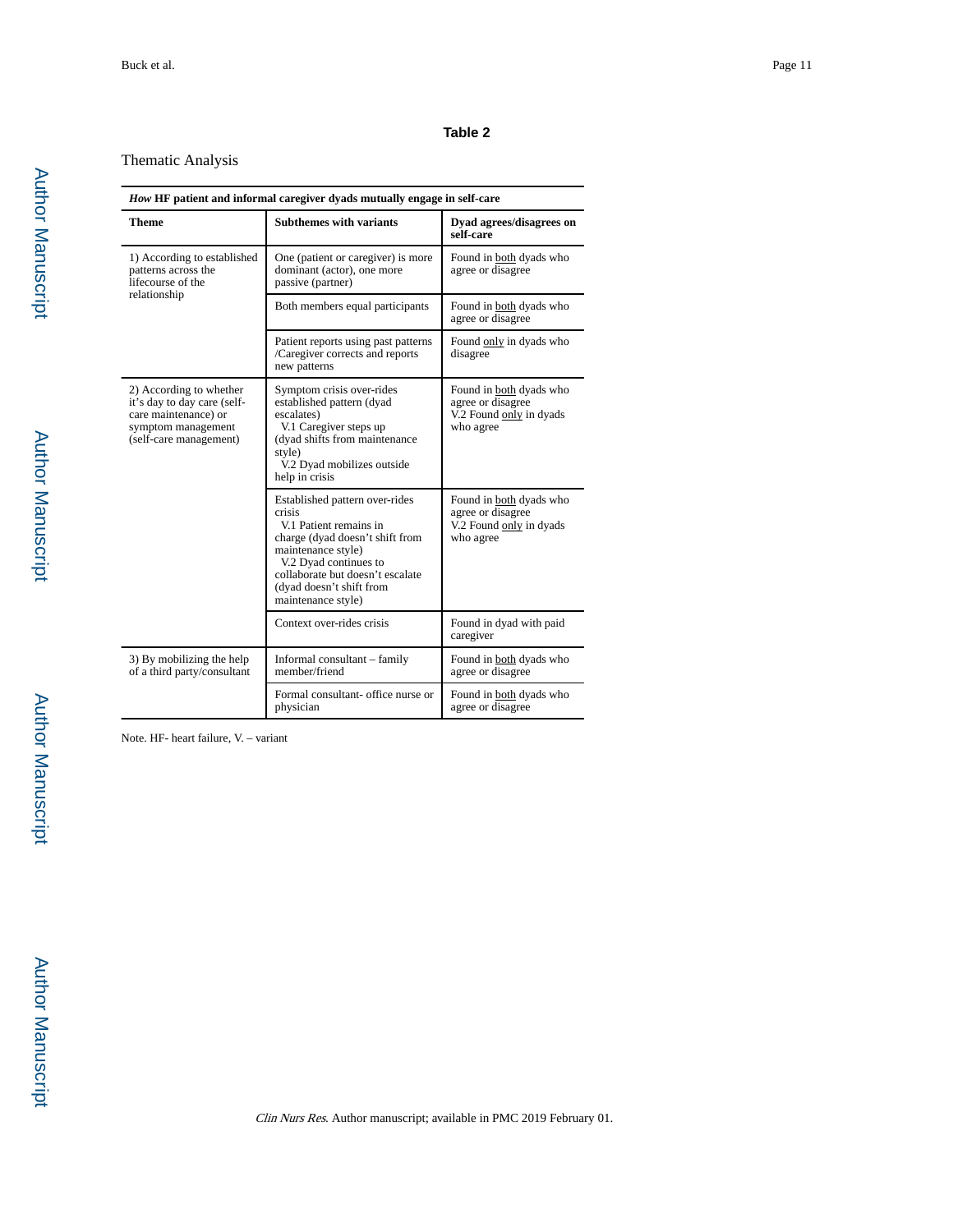**Table 2**

Thematic Analysis

| *How* HF patient and informal caregiver dyads mutually engage in self-care | | |
|---|---|---|
| **Theme** | **Subthemes with variants** | **Dyad agrees/disagrees on self-care** |
| 1) According to established patterns across the lifecourse of the relationship | One (patient or caregiver) is more dominant (actor), one more passive (partner) | Found in both dyads who agree or disagree |
| | Both members equal participants | Found in both dyads who agree or disagree |
| | Patient reports using past patterns /Caregiver corrects and reports new patterns | Found only in dyads who disagree |
| 2) According to whether it's day to day care (self-care maintenance) or symptom management (self-care management) | Symptom crisis over-rides established pattern (dyad escalates) V.1 Caregiver steps up (dyad shifts from maintenance style) V.2 Dyad mobilizes outside help in crisis | Found in both dyads who agree or disagree V.2 Found only in dyads who agree |
| | Established pattern over-rides crisis V.1 Patient remains in charge (dyad doesn't shift from maintenance style) V.2 Dyad continues to collaborate but doesn't escalate (dyad doesn't shift from maintenance style) | Found in both dyads who agree or disagree V.2 Found only in dyads who agree |
| | Context over-rides crisis | Found in dyad with paid caregiver |
| 3) By mobilizing the help of a third party/consultant | Informal consultant – family member/friend | Found in both dyads who agree or disagree |
| | Formal consultant- office nurse or physician | Found in both dyads who agree or disagree |

Note. HF- heart failure, V. – variant